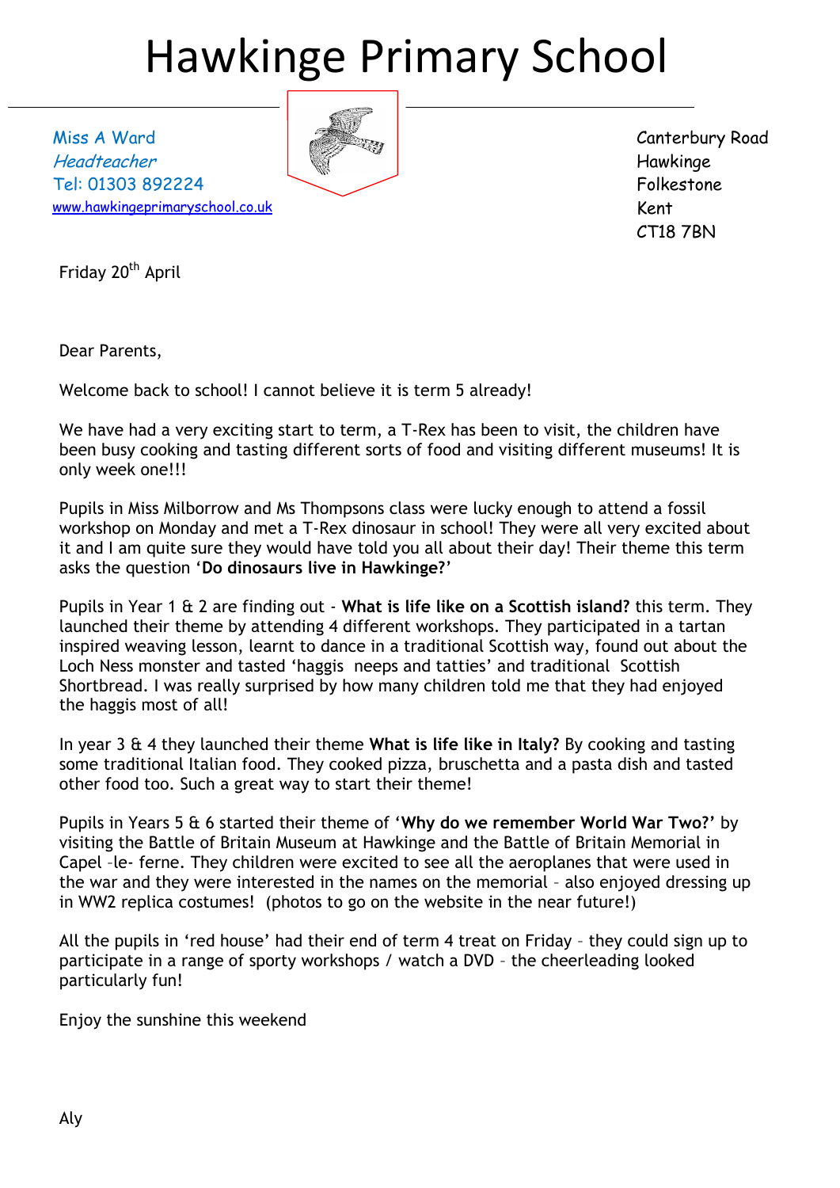# Hawkinge Primary School

Miss A Ward
*Headteacher*
Tel: 01303 892224
www.hawkingeprimaryschool.co.uk

Canterbury Road
Hawkinge
Folkestone
Kent
CT18 7BN

Friday 20th April

Dear Parents,

Welcome back to school! I cannot believe it is term 5 already!

We have had a very exciting start to term, a T-Rex has been to visit, the children have been busy cooking and tasting different sorts of food and visiting different museums! It is only week one!!!

Pupils in Miss Milborrow and Ms Thompsons class were lucky enough to attend a fossil workshop on Monday and met a T-Rex dinosaur in school! They were all very excited about it and I am quite sure they would have told you all about their day! Their theme this term asks the question '**Do dinosaurs live in Hawkinge?**'

Pupils in Year 1 & 2 are finding out - **What is life like on a Scottish island?** this term. They launched their theme by attending 4 different workshops. They participated in a tartan inspired weaving lesson, learnt to dance in a traditional Scottish way, found out about the Loch Ness monster and tasted 'haggis neeps and tatties' and traditional Scottish Shortbread. I was really surprised by how many children told me that they had enjoyed the haggis most of all!

In year 3 & 4 they launched their theme **What is life like in Italy?** By cooking and tasting some traditional Italian food. They cooked pizza, bruschetta and a pasta dish and tasted other food too. Such a great way to start their theme!

Pupils in Years 5 & 6 started their theme of '**Why do we remember World War Two?**' by visiting the Battle of Britain Museum at Hawkinge and the Battle of Britain Memorial in Capel –le- ferne. They children were excited to see all the aeroplanes that were used in the war and they were interested in the names on the memorial – also enjoyed dressing up in WW2 replica costumes! (photos to go on the website in the near future!)

All the pupils in 'red house' had their end of term 4 treat on Friday – they could sign up to participate in a range of sporty workshops / watch a DVD – the cheerleading looked particularly fun!

Enjoy the sunshine this weekend

Aly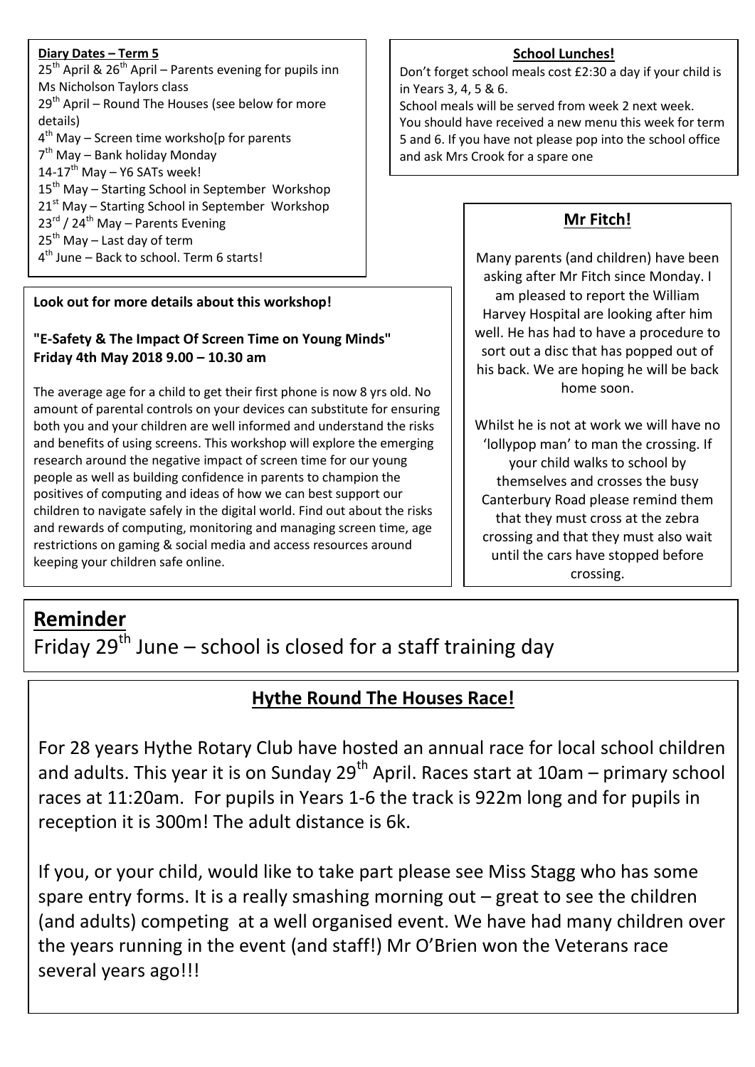**Diary Dates – Term 5**

25th April & 26th April – Parents evening for pupils inn Ms Nicholson Taylors class
29th April – Round The Houses (see below for more details)
4th May – Screen time worksho[p for parents
7th May – Bank holiday Monday
14-17th May – Y6 SATs week!
15th May – Starting School in September Workshop
21st May – Starting School in September Workshop
23rd / 24th May – Parents Evening
25th May – Last day of term
4th June – Back to school. Term 6 starts!

**School Lunches!**

Don't forget school meals cost £2:30 a day if your child is in Years 3, 4, 5 & 6.
School meals will be served from week 2 next week.
You should have received a new menu this week for term 5 and 6. If you have not please pop into the school office and ask Mrs Crook for a spare one

**Look out for more details about this workshop!**

**"E-Safety & The Impact Of Screen Time on Young Minds"**
**Friday 4th May 2018 9.00 – 10.30 am**

The average age for a child to get their first phone is now 8 yrs old. No amount of parental controls on your devices can substitute for ensuring both you and your children are well informed and understand the risks and benefits of using screens. This workshop will explore the emerging research around the negative impact of screen time for our young people as well as building confidence in parents to champion the positives of computing and ideas of how we can best support our children to navigate safely in the digital world. Find out about the risks and rewards of computing, monitoring and managing screen time, age restrictions on gaming & social media and access resources around keeping your children safe online.

**Mr Fitch!**

Many parents (and children) have been asking after Mr Fitch since Monday. I am pleased to report the William Harvey Hospital are looking after him well. He has had to have a procedure to sort out a disc that has popped out of his back. We are hoping he will be back home soon.

Whilst he is not at work we will have no 'lollypop man' to man the crossing. If your child walks to school by themselves and crosses the busy Canterbury Road please remind them that they must cross at the zebra crossing and that they must also wait until the cars have stopped before crossing.

## Reminder

Friday 29th June – school is closed for a staff training day

## Hythe Round The Houses Race!

For 28 years Hythe Rotary Club have hosted an annual race for local school children and adults. This year it is on Sunday 29th April. Races start at 10am – primary school races at 11:20am. For pupils in Years 1-6 the track is 922m long and for pupils in reception it is 300m! The adult distance is 6k.

If you, or your child, would like to take part please see Miss Stagg who has some spare entry forms. It is a really smashing morning out – great to see the children (and adults) competing at a well organised event. We have had many children over the years running in the event (and staff!) Mr O'Brien won the Veterans race several years ago!!!